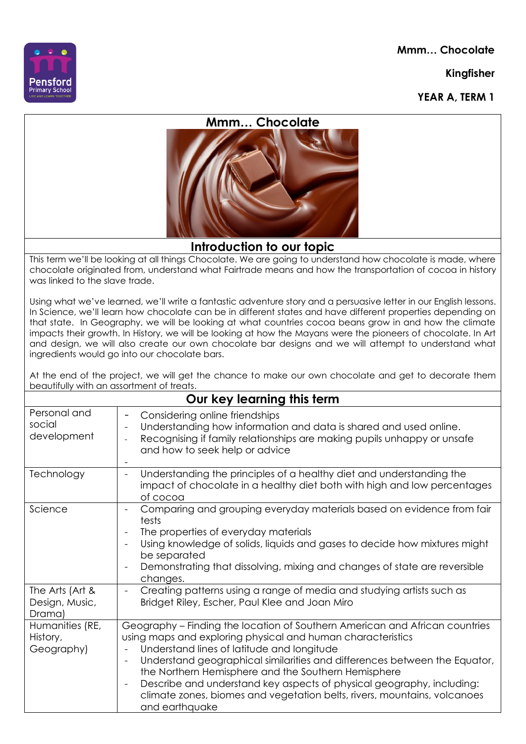**Mmm… Chocolate**

**Kingfisher**

**YEAR A, TERM 1**

## Mmm… Chocolate

## Introduction to our topic

This term we'll be looking at all things Chocolate. We are going to understand how chocolate is made, where chocolate originated from, understand what Fairtrade means and how the transportation of cocoa in history was linked to the slave trade.

Using what we've learned, we'll write a fantastic adventure story and a persuasive letter in our English lessons. In Science, we'll learn how chocolate can be in different states and have different properties depending on that state. In Geography, we will be looking at what countries cocoa beans grow in and how the climate impacts their growth. In History, we will be looking at how the Mayans were the pioneers of chocolate. In Art and design, we will also create our own chocolate bar designs and we will attempt to understand what ingredients would go into our chocolate bars.

At the end of the project, we will get the chance to make our own chocolate and get to decorate them beautifully with an assortment of treats.

## Our key learning this term

| | |
|---|---|
| Personal and social development | - Considering online friendships<br>- Understanding how information and data is shared and used online.<br>- Recognising if family relationships are making pupils unhappy or unsafe and how to seek help or advice<br>- |
| Technology | - Understanding the principles of a healthy diet and understanding the impact of chocolate in a healthy diet both with high and low percentages of cocoa |
| Science | - Comparing and grouping everyday materials based on evidence from fair tests<br>- The properties of everyday materials<br>- Using knowledge of solids, liquids and gases to decide how mixtures might be separated<br>- Demonstrating that dissolving, mixing and changes of state are reversible changes. |
| The Arts (Art & Design, Music, Drama) | - Creating patterns using a range of media and studying artists such as Bridget Riley, Escher, Paul Klee and Joan Miro |
| Humanities (RE, History, Geography) | Geography – Finding the location of Southern American and African countries using maps and exploring physical and human characteristics<br>- Understand lines of latitude and longitude<br>- Understand geographical similarities and differences between the Equator, the Northern Hemisphere and the Southern Hemisphere<br>- Describe and understand key aspects of physical geography, including: climate zones, biomes and vegetation belts, rivers, mountains, volcanoes and earthquake |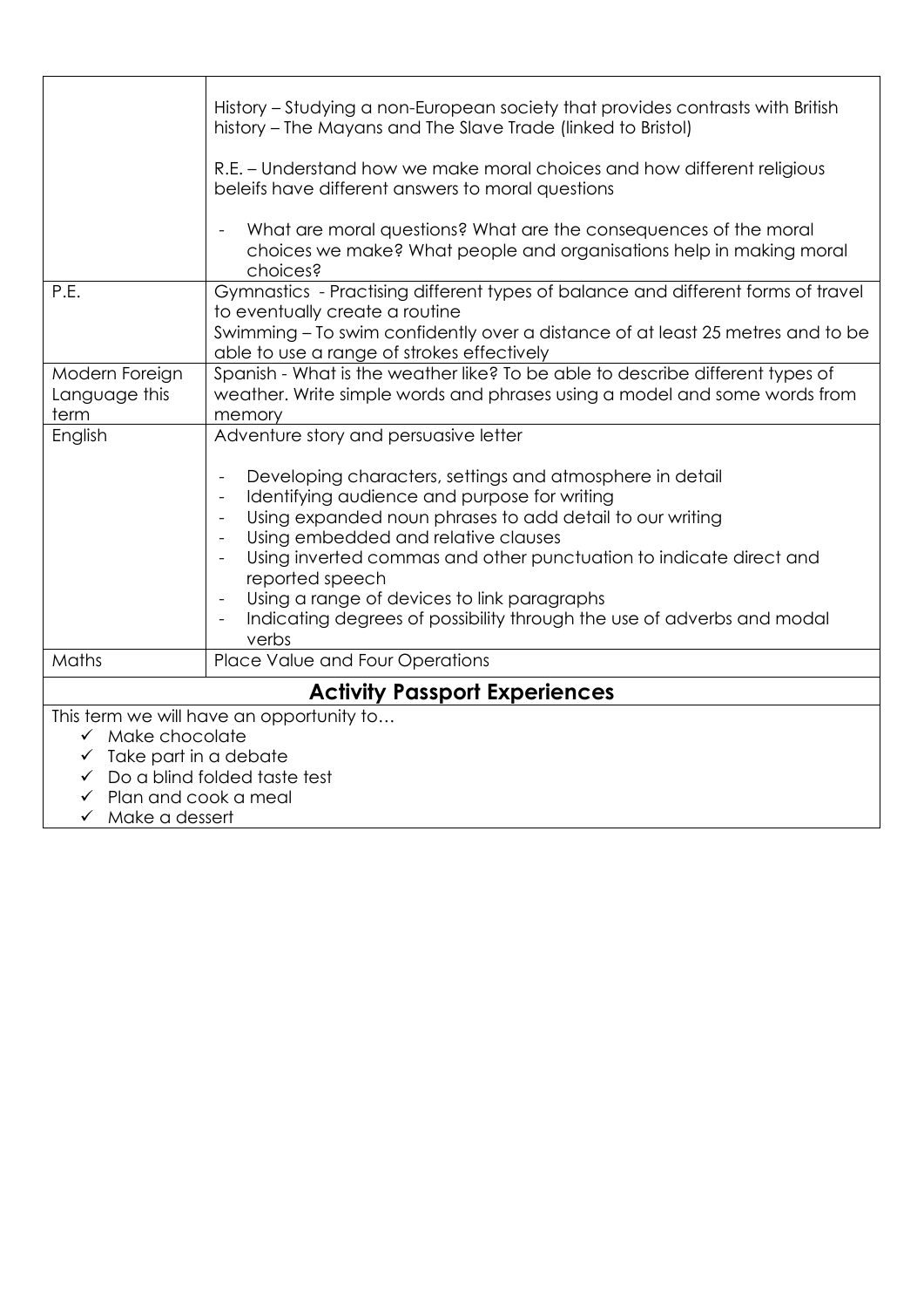| | |
|---|---|
| | History – Studying a non-European society that provides contrasts with British history – The Mayans and The Slave Trade (linked to Bristol)<br><br>R.E. – Understand how we make moral choices and how different religious beleifs have different answers to moral questions<br><br>- What are moral questions? What are the consequences of the moral choices we make? What people and organisations help in making moral choices? |
| P.E. | Gymnastics - Practising different types of balance and different forms of travel to eventually create a routine<br>Swimming – To swim confidently over a distance of at least 25 metres and to be able to use a range of strokes effectively |
| Modern Foreign Language this term | Spanish - What is the weather like? To be able to describe different types of weather. Write simple words and phrases using a model and some words from memory |
| English | Adventure story and persuasive letter<br><br>- Developing characters, settings and atmosphere in detail<br>- Identifying audience and purpose for writing<br>- Using expanded noun phrases to add detail to our writing<br>- Using embedded and relative clauses<br>- Using inverted commas and other punctuation to indicate direct and reported speech<br>- Using a range of devices to link paragraphs<br>- Indicating degrees of possibility through the use of adverbs and modal verbs |
| Maths | Place Value and Four Operations |

## Activity Passport Experiences

This term we will have an opportunity to…

- ✓ Make chocolate
- ✓ Take part in a debate
- ✓ Do a blind folded taste test
- ✓ Plan and cook a meal
- ✓ Make a dessert